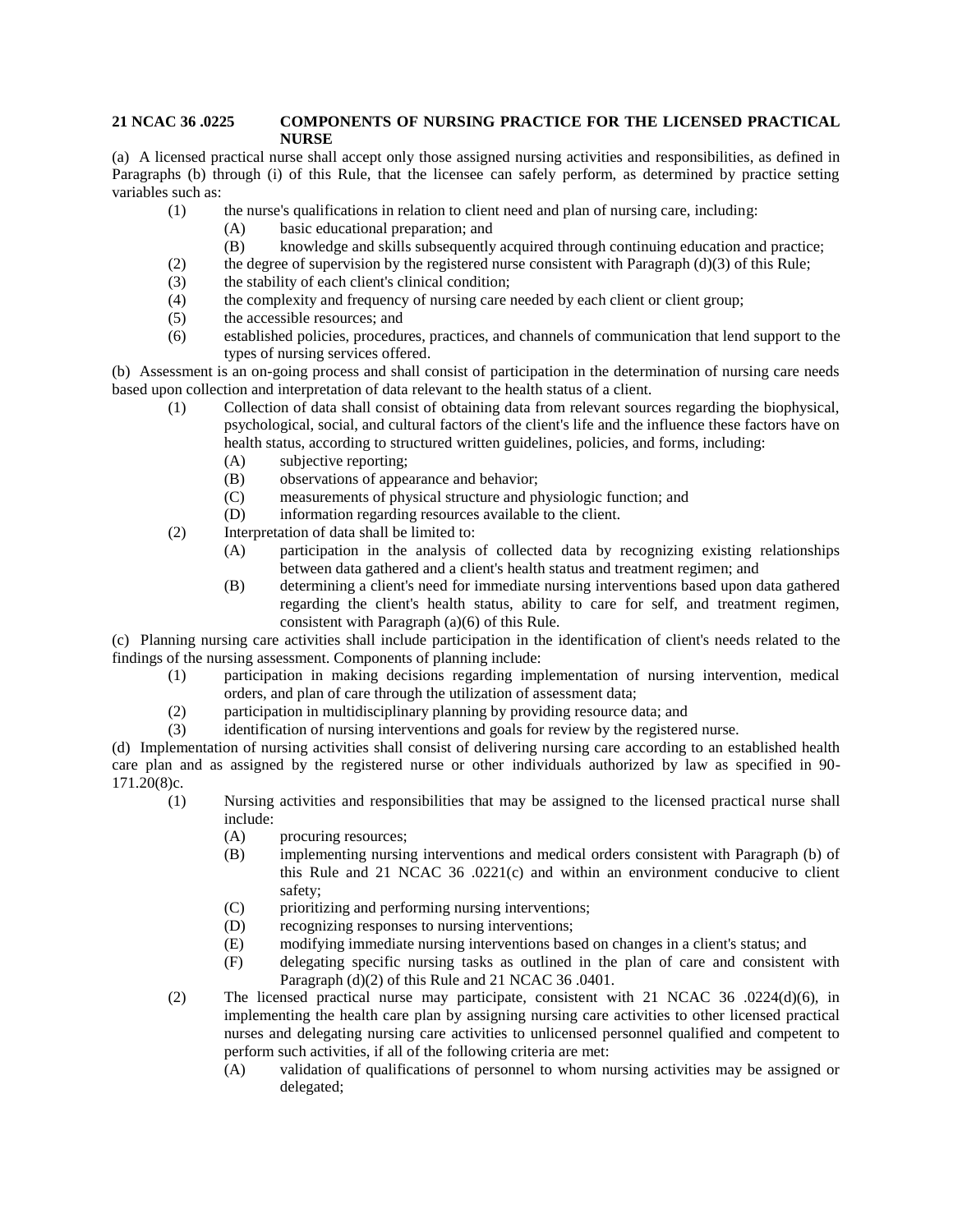**21 NCAC 36 .0225 COMPONENTS OF NURSING PRACTICE FOR THE LICENSED PRACTICAL NURSE**

(a) A licensed practical nurse shall accept only those assigned nursing activities and responsibilities, as defined in Paragraphs (b) through (i) of this Rule, that the licensee can safely perform, as determined by practice setting variables such as:

- (1) the nurse's qualifications in relation to client need and plan of nursing care, including:
  - (A) basic educational preparation; and
  - (B) knowledge and skills subsequently acquired through continuing education and practice;
- (2) the degree of supervision by the registered nurse consistent with Paragraph (d)(3) of this Rule;
- (3) the stability of each client's clinical condition;
- (4) the complexity and frequency of nursing care needed by each client or client group;
- (5) the accessible resources; and
- (6) established policies, procedures, practices, and channels of communication that lend support to the types of nursing services offered.

(b) Assessment is an on-going process and shall consist of participation in the determination of nursing care needs based upon collection and interpretation of data relevant to the health status of a client.

- (1) Collection of data shall consist of obtaining data from relevant sources regarding the biophysical, psychological, social, and cultural factors of the client's life and the influence these factors have on health status, according to structured written guidelines, policies, and forms, including:
  - (A) subjective reporting;
  - (B) observations of appearance and behavior;
  - (C) measurements of physical structure and physiologic function; and
  - (D) information regarding resources available to the client.
- (2) Interpretation of data shall be limited to:
  - (A) participation in the analysis of collected data by recognizing existing relationships between data gathered and a client's health status and treatment regimen; and
  - (B) determining a client's need for immediate nursing interventions based upon data gathered regarding the client's health status, ability to care for self, and treatment regimen, consistent with Paragraph (a)(6) of this Rule.

(c) Planning nursing care activities shall include participation in the identification of client's needs related to the findings of the nursing assessment. Components of planning include:

- (1) participation in making decisions regarding implementation of nursing intervention, medical orders, and plan of care through the utilization of assessment data;
- (2) participation in multidisciplinary planning by providing resource data; and
- (3) identification of nursing interventions and goals for review by the registered nurse.

(d) Implementation of nursing activities shall consist of delivering nursing care according to an established health care plan and as assigned by the registered nurse or other individuals authorized by law as specified in 90-171.20(8)c.

- (1) Nursing activities and responsibilities that may be assigned to the licensed practical nurse shall include:
  - (A) procuring resources;
  - (B) implementing nursing interventions and medical orders consistent with Paragraph (b) of this Rule and 21 NCAC 36 .0221(c) and within an environment conducive to client safety;
  - (C) prioritizing and performing nursing interventions;
  - (D) recognizing responses to nursing interventions;
  - (E) modifying immediate nursing interventions based on changes in a client's status; and
  - (F) delegating specific nursing tasks as outlined in the plan of care and consistent with Paragraph (d)(2) of this Rule and 21 NCAC 36 .0401.
- (2) The licensed practical nurse may participate, consistent with 21 NCAC 36 .0224(d)(6), in implementing the health care plan by assigning nursing care activities to other licensed practical nurses and delegating nursing care activities to unlicensed personnel qualified and competent to perform such activities, if all of the following criteria are met:
  - (A) validation of qualifications of personnel to whom nursing activities may be assigned or delegated;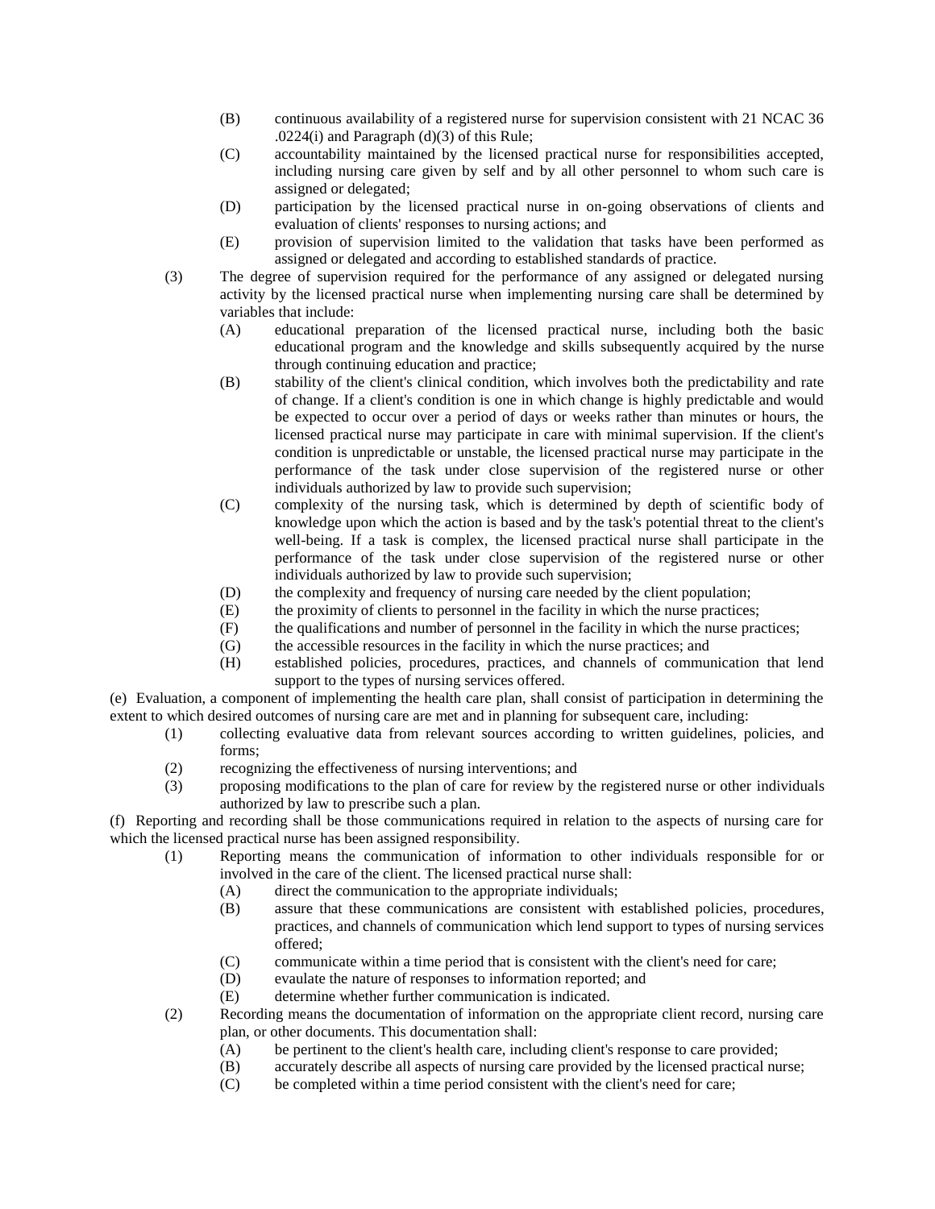(B) continuous availability of a registered nurse for supervision consistent with 21 NCAC 36 .0224(i) and Paragraph (d)(3) of this Rule;

(C) accountability maintained by the licensed practical nurse for responsibilities accepted, including nursing care given by self and by all other personnel to whom such care is assigned or delegated;

(D) participation by the licensed practical nurse in on-going observations of clients and evaluation of clients' responses to nursing actions; and

(E) provision of supervision limited to the validation that tasks have been performed as assigned or delegated and according to established standards of practice.

(3) The degree of supervision required for the performance of any assigned or delegated nursing activity by the licensed practical nurse when implementing nursing care shall be determined by variables that include:

(A) educational preparation of the licensed practical nurse, including both the basic educational program and the knowledge and skills subsequently acquired by the nurse through continuing education and practice;

(B) stability of the client's clinical condition, which involves both the predictability and rate of change. If a client's condition is one in which change is highly predictable and would be expected to occur over a period of days or weeks rather than minutes or hours, the licensed practical nurse may participate in care with minimal supervision. If the client's condition is unpredictable or unstable, the licensed practical nurse may participate in the performance of the task under close supervision of the registered nurse or other individuals authorized by law to provide such supervision;

(C) complexity of the nursing task, which is determined by depth of scientific body of knowledge upon which the action is based and by the task's potential threat to the client's well-being. If a task is complex, the licensed practical nurse shall participate in the performance of the task under close supervision of the registered nurse or other individuals authorized by law to provide such supervision;

(D) the complexity and frequency of nursing care needed by the client population;

(E) the proximity of clients to personnel in the facility in which the nurse practices;

(F) the qualifications and number of personnel in the facility in which the nurse practices;

(G) the accessible resources in the facility in which the nurse practices; and

(H) established policies, procedures, practices, and channels of communication that lend support to the types of nursing services offered.

(e) Evaluation, a component of implementing the health care plan, shall consist of participation in determining the extent to which desired outcomes of nursing care are met and in planning for subsequent care, including:

(1) collecting evaluative data from relevant sources according to written guidelines, policies, and forms;

(2) recognizing the effectiveness of nursing interventions; and

(3) proposing modifications to the plan of care for review by the registered nurse or other individuals authorized by law to prescribe such a plan.

(f) Reporting and recording shall be those communications required in relation to the aspects of nursing care for which the licensed practical nurse has been assigned responsibility.

(1) Reporting means the communication of information to other individuals responsible for or involved in the care of the client. The licensed practical nurse shall:

(A) direct the communication to the appropriate individuals;

(B) assure that these communications are consistent with established policies, procedures, practices, and channels of communication which lend support to types of nursing services offered;

(C) communicate within a time period that is consistent with the client's need for care;

(D) evaulate the nature of responses to information reported; and

(E) determine whether further communication is indicated.

(2) Recording means the documentation of information on the appropriate client record, nursing care plan, or other documents. This documentation shall:

(A) be pertinent to the client's health care, including client's response to care provided;

(B) accurately describe all aspects of nursing care provided by the licensed practical nurse;

(C) be completed within a time period consistent with the client's need for care;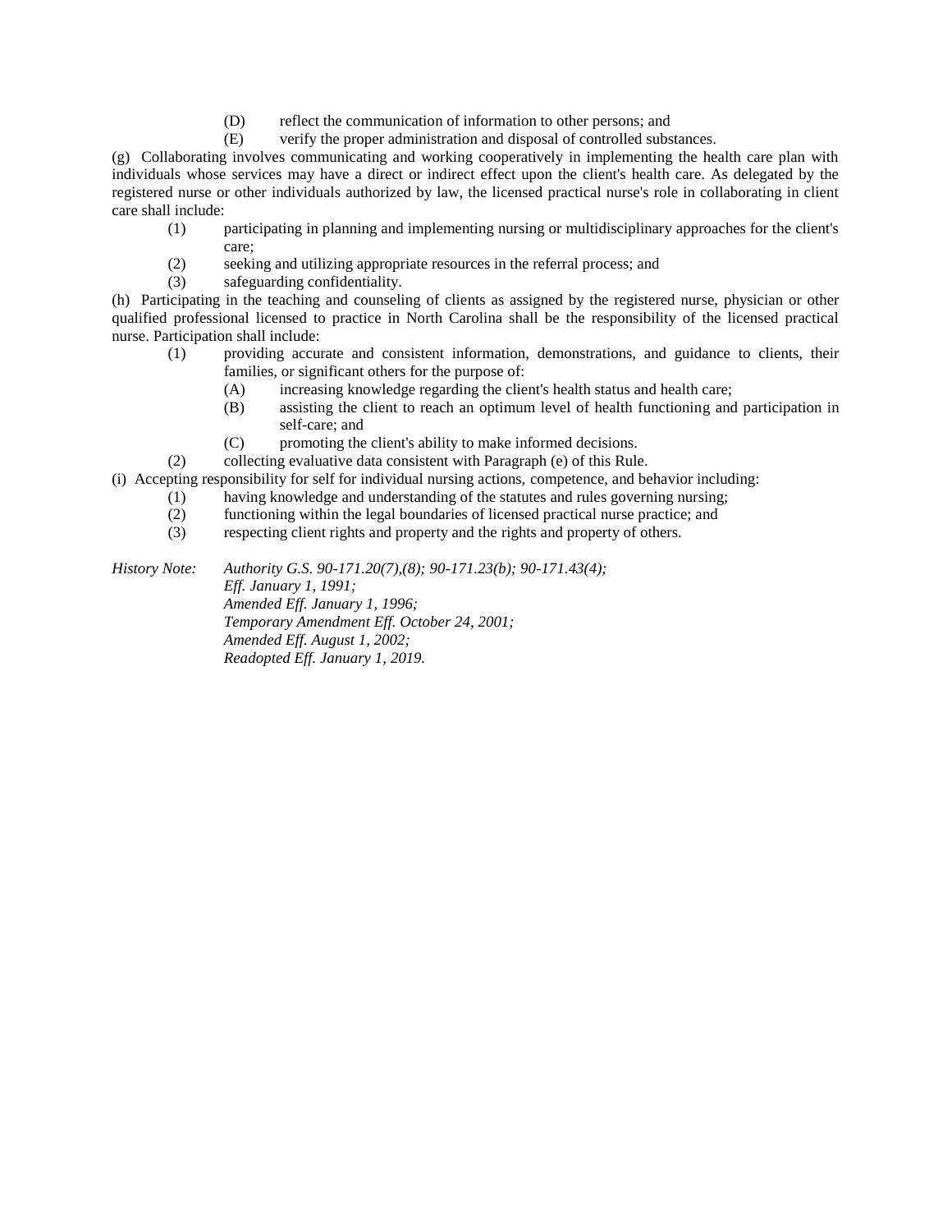(D) reflect the communication of information to other persons; and

(E) verify the proper administration and disposal of controlled substances.

(g) Collaborating involves communicating and working cooperatively in implementing the health care plan with individuals whose services may have a direct or indirect effect upon the client's health care. As delegated by the registered nurse or other individuals authorized by law, the licensed practical nurse's role in collaborating in client care shall include:

(1) participating in planning and implementing nursing or multidisciplinary approaches for the client's care;

(2) seeking and utilizing appropriate resources in the referral process; and

(3) safeguarding confidentiality.

(h) Participating in the teaching and counseling of clients as assigned by the registered nurse, physician or other qualified professional licensed to practice in North Carolina shall be the responsibility of the licensed practical nurse. Participation shall include:

(1) providing accurate and consistent information, demonstrations, and guidance to clients, their families, or significant others for the purpose of:

(A) increasing knowledge regarding the client's health status and health care;

(B) assisting the client to reach an optimum level of health functioning and participation in self-care; and

(C) promoting the client's ability to make informed decisions.

(2) collecting evaluative data consistent with Paragraph (e) of this Rule.

(i) Accepting responsibility for self for individual nursing actions, competence, and behavior including:

(1) having knowledge and understanding of the statutes and rules governing nursing;

(2) functioning within the legal boundaries of licensed practical nurse practice; and

(3) respecting client rights and property and the rights and property of others.

*History Note:* *Authority G.S. 90-171.20(7),(8); 90-171.23(b); 90-171.43(4);*
*Eff. January 1, 1991;*
*Amended Eff. January 1, 1996;*
*Temporary Amendment Eff. October 24, 2001;*
*Amended Eff. August 1, 2002;*
*Readopted Eff. January 1, 2019.*